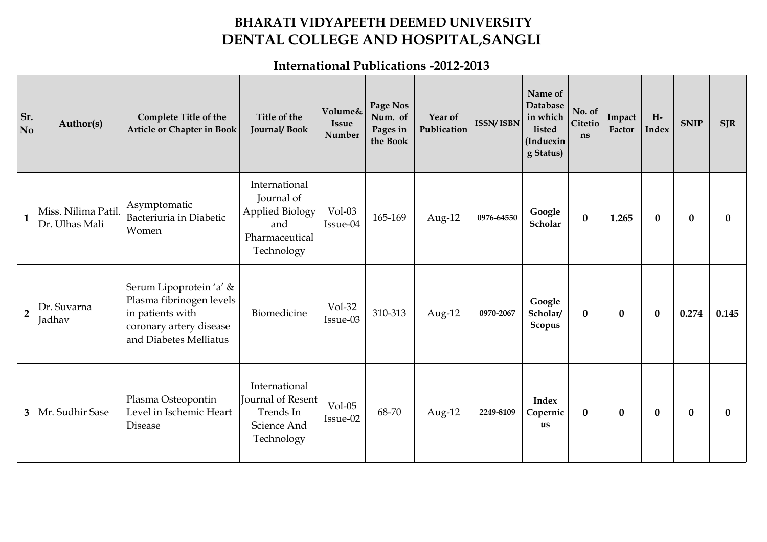# BHARATI VIDYAPEETH DEEMED UNIVERSITY
# DENTAL COLLEGE AND HOSPITAL,SANGLI

## International Publications -2012-2013

| Sr. No | Author(s) | Complete Title of the Article or Chapter in Book | Title of the Journal/ Book | Volume& Issue Number | Page Nos Num. of Pages in the Book | Year of Publication | ISSN/ ISBN | Name of Database in which listed (Inducxing Status) | No. of Citetions | Impact Factor | H-Index | SNIP | SJR |
|---|---|---|---|---|---|---|---|---|---|---|---|---|---|
| 1 | Miss. Nilima Patil. Dr. Ulhas Mali | Asymptomatic Bacteriuria in Diabetic Women | International Journal of Applied Biology and Pharmaceutical Technology | Vol-03 Issue-04 | 165-169 | Aug-12 | 0976-64550 | **Google Scholar** | **0** | **1.265** | **0** | **0** | **0** |
| 2 | Dr. Suvarna Jadhav | Serum Lipoprotein 'a' & Plasma fibrinogen levels in patients with coronary artery disease and Diabetes Melliatus | Biomedicine | Vol-32 Issue-03 | 310-313 | Aug-12 | 0970-2067 | **Google Scholar/ Scopus** | **0** | **0** | **0** | **0.274** | **0.145** |
| 3 | Mr. Sudhir Sase | Plasma Osteopontin Level in Ischemic Heart Disease | International Journal of Resent Trends In Science And Technology | Vol-05 Issue-02 | 68-70 | Aug-12 | 2249-8109 | **Index Copernicus** | **0** | **0** | **0** | **0** | **0** |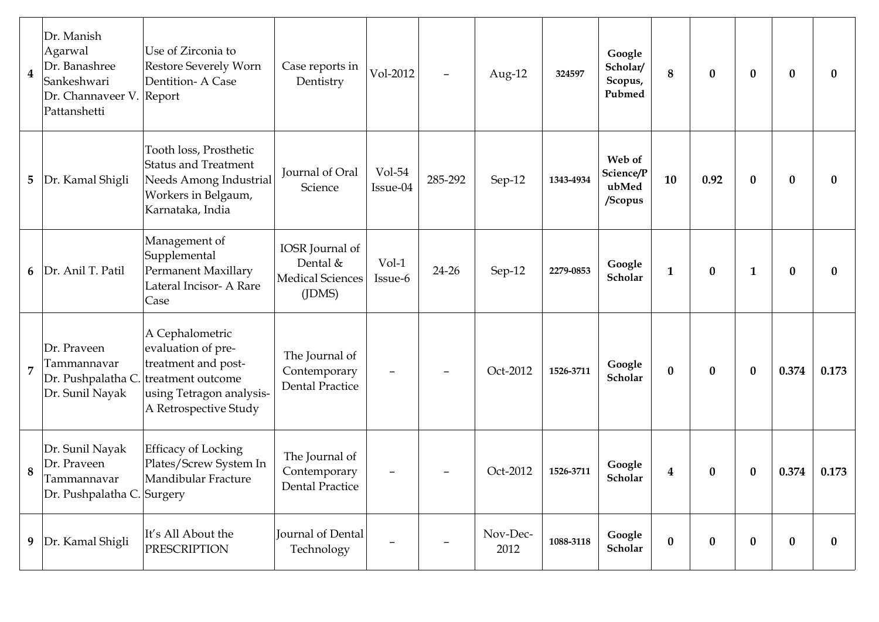| 4 | Dr. Manish Agarwal Dr. Banashree Sankeshwari Dr. Channaveer V. Pattanshetti | Use of Zirconia to Restore Severely Worn Dentition- A Case Report | Case reports in Dentistry | Vol-2012 | – | Aug-12 | 324597 | Google Scholar/ Scopus, Pubmed | 8 | 0 | 0 | 0 | 0 |
|---|---|---|---|---|---|---|---|---|---|---|---|---|---|
| 5 | Dr. Kamal Shigli | Tooth loss, Prosthetic Status and Treatment Needs Among Industrial Workers in Belgaum, Karnataka, India | Journal of Oral Science | Vol-54 Issue-04 | 285-292 | Sep-12 | 1343-4934 | Web of Science/PubMed /Scopus | 10 | 0.92 | 0 | 0 | 0 |
| 6 | Dr. Anil T. Patil | Management of Supplemental Permanent Maxillary Lateral Incisor- A Rare Case | IOSR Journal of Dental & Medical Sciences (JDMS) | Vol-1 Issue-6 | 24-26 | Sep-12 | 2279-0853 | Google Scholar | 1 | 0 | 1 | 0 | 0 |
| 7 | Dr. Praveen Tammannavar Dr. Pushpalatha C. Dr. Sunil Nayak | A Cephalometric evaluation of pre-treatment and post-treatment outcome using Tetragon analysis- A Retrospective Study | The Journal of Contemporary Dental Practice | – | – | Oct-2012 | 1526-3711 | Google Scholar | 0 | 0 | 0 | 0.374 | 0.173 |
| 8 | Dr. Sunil Nayak Dr. Praveen Tammannavar Dr. Pushpalatha C. | Efficacy of Locking Plates/Screw System In Mandibular Fracture Surgery | The Journal of Contemporary Dental Practice | – | – | Oct-2012 | 1526-3711 | Google Scholar | 4 | 0 | 0 | 0.374 | 0.173 |
| 9 | Dr. Kamal Shigli | It's All About the PRESCRIPTION | Journal of Dental Technology | – | – | Nov-Dec-2012 | 1088-3118 | Google Scholar | 0 | 0 | 0 | 0 | 0 |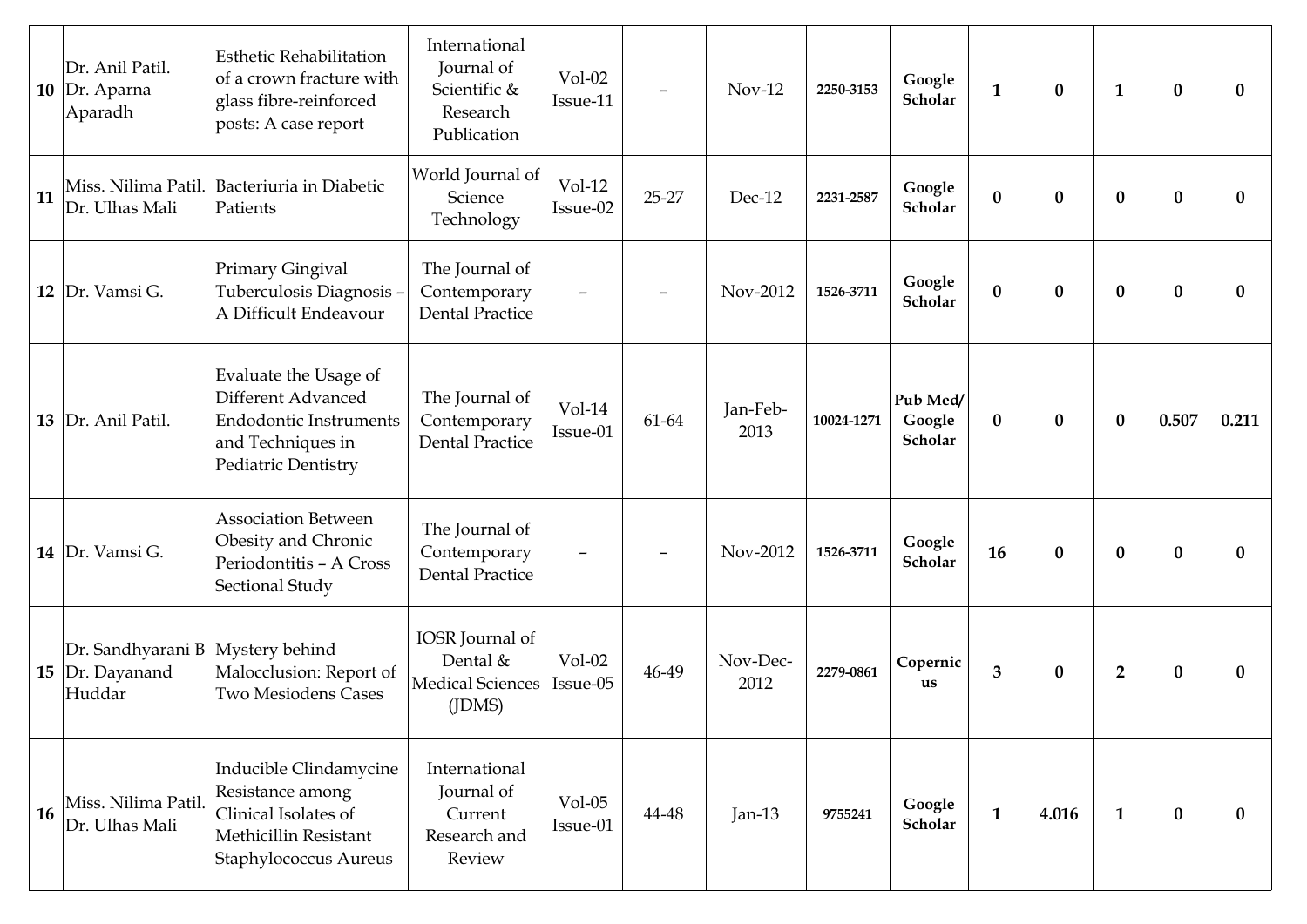| | | | | | | | | | | | | | |
|---|---|---|---|---|---|---|---|---|---|---|---|---|---|
| **10** | Dr. Anil Patil. Dr. Aparna Aparadh | Esthetic Rehabilitation of a crown fracture with glass fibre-reinforced posts: A case report | International Journal of Scientific & Research Publication | Vol-02 Issue-11 | – | Nov-12 | **2250-3153** | **Google Scholar** | **1** | **0** | **1** | **0** | **0** |
| **11** | Miss. Nilima Patil. Dr. Ulhas Mali | Bacteriuria in Diabetic Patients | World Journal of Science Technology | Vol-12 Issue-02 | 25-27 | Dec-12 | **2231-2587** | **Google Scholar** | **0** | **0** | **0** | **0** | **0** |
| **12** | Dr. Vamsi G. | Primary Gingival Tuberculosis Diagnosis – A Difficult Endeavour | The Journal of Contemporary Dental Practice | – | – | Nov-2012 | **1526-3711** | **Google Scholar** | **0** | **0** | **0** | **0** | **0** |
| **13** | Dr. Anil Patil. | Evaluate the Usage of Different Advanced Endodontic Instruments and Techniques in Pediatric Dentistry | The Journal of Contemporary Dental Practice | Vol-14 Issue-01 | 61-64 | Jan-Feb-2013 | **10024-1271** | **Pub Med/ Google Scholar** | **0** | **0** | **0** | **0.507** | **0.211** |
| **14** | Dr. Vamsi G. | Association Between Obesity and Chronic Periodontitis – A Cross Sectional Study | The Journal of Contemporary Dental Practice | – | – | Nov-2012 | **1526-3711** | **Google Scholar** | **16** | **0** | **0** | **0** | **0** |
| **15** | Dr. Sandhyarani B Dr. Dayanand Huddar | Mystery behind Malocclusion: Report of Two Mesiodens Cases | IOSR Journal of Dental & Medical Sciences (JDMS) | Vol-02 Issue-05 | 46-49 | Nov-Dec-2012 | **2279-0861** | **Copernicus** | **3** | **0** | **2** | **0** | **0** |
| **16** | Miss. Nilima Patil. Dr. Ulhas Mali | Inducible Clindamycine Resistance among Clinical Isolates of Methicillin Resistant Staphylococcus Aureus | International Journal of Current Research and Review | Vol-05 Issue-01 | 44-48 | Jan-13 | **9755241** | **Google Scholar** | **1** | **4.016** | **1** | **0** | **0** |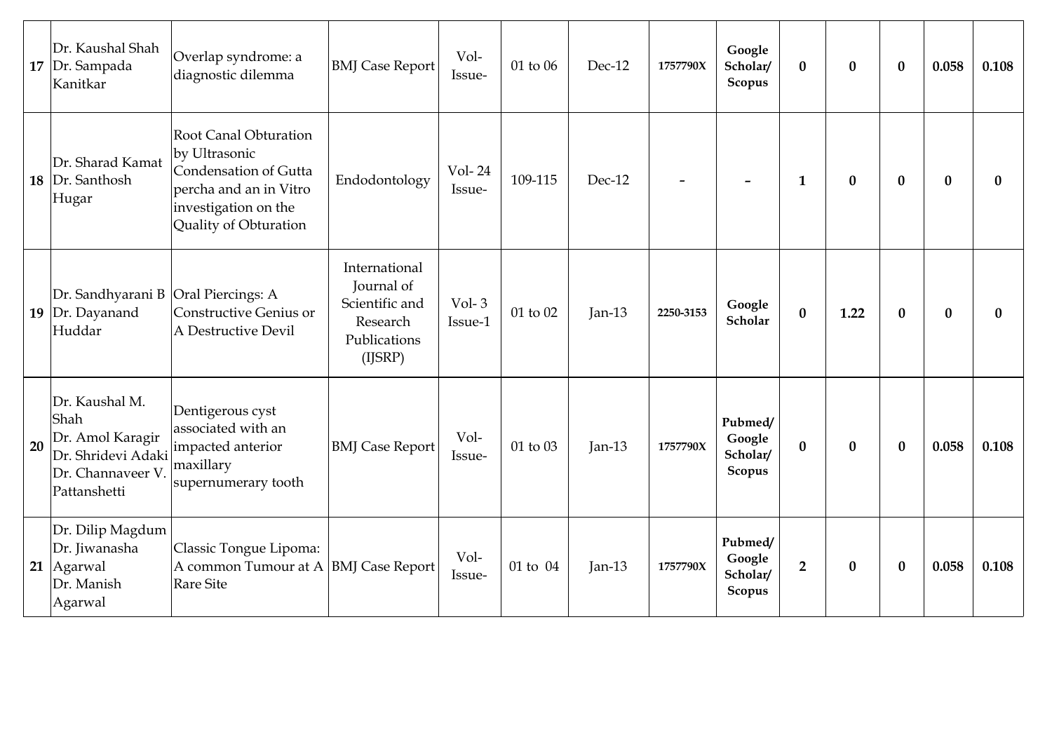| | | | | | | | | | | | | | | |
|---|---|---|---|---|---|---|---|---|---|---|---|---|---|---|
| 17 | Dr. Kaushal Shah<br>Dr. Sampada Kanitkar | Overlap syndrome: a diagnostic dilemma | BMJ Case Report | Vol-<br>Issue- | 01 to 06 | Dec-12 | 1757790X | Google Scholar/ Scopus | 0 | 0 | 0 | 0.058 | 0.108 |
| 18 | Dr. Sharad Kamat<br>Dr. Santhosh Hugar | Root Canal Obturation by Ultrasonic Condensation of Gutta percha and an in Vitro investigation on the Quality of Obturation | Endodontology | Vol- 24<br>Issue- | 109-115 | Dec-12 | - | - | 1 | 0 | 0 | 0 | 0 |
| 19 | Dr. Sandhyarani B<br>Dr. Dayanand Huddar | Oral Piercings: A Constructive Genius or A Destructive Devil | International Journal of Scientific and Research Publications (IJSRP) | Vol- 3<br>Issue-1 | 01 to 02 | Jan-13 | 2250-3153 | Google Scholar | 0 | 1.22 | 0 | 0 | 0 |
| 20 | Dr. Kaushal M. Shah<br>Dr. Amol Karagir<br>Dr. Shridevi Adaki<br>Dr. Channaveer V. Pattanshetti | Dentigerous cyst associated with an impacted anterior maxillary supernumerary tooth | BMJ Case Report | Vol-<br>Issue- | 01 to 03 | Jan-13 | 1757790X | Pubmed/ Google Scholar/ Scopus | 0 | 0 | 0 | 0.058 | 0.108 |
| 21 | Dr. Dilip Magdum<br>Dr. Jiwanasha Agarwal<br>Dr. Manish Agarwal | Classic Tongue Lipoma: A common Tumour at A Rare Site | BMJ Case Report | Vol-<br>Issue- | 01 to 04 | Jan-13 | 1757790X | Pubmed/ Google Scholar/ Scopus | 2 | 0 | 0 | 0.058 | 0.108 |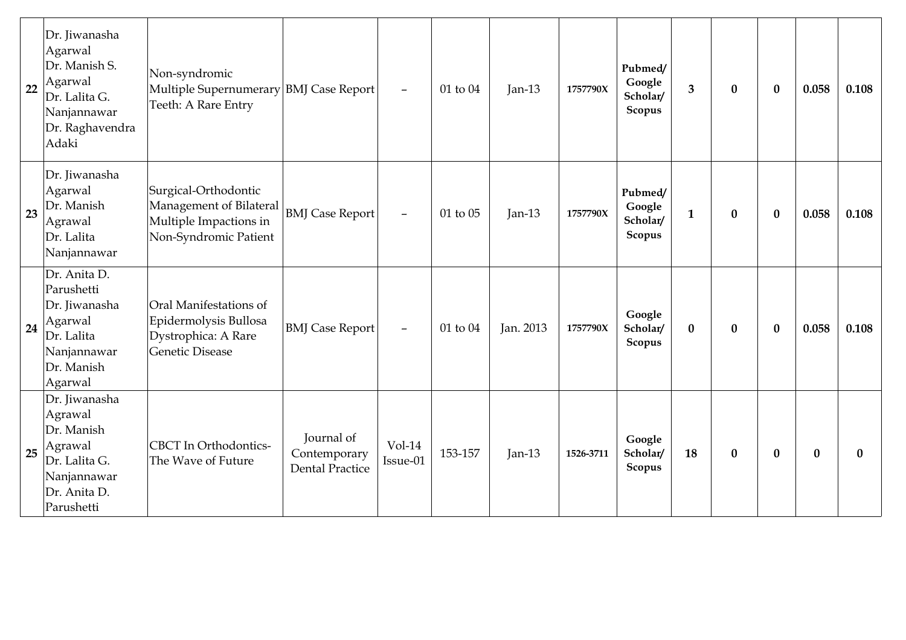| | | | | | | | | | | | | | |
|---|---|---|---|---|---|---|---|---|---|---|---|---|---|
| 22 | Dr. Jiwanasha Agarwal Dr. Manish S. Agarwal Dr. Lalita G. Nanjannawar Dr. Raghavendra Adaki | Non-syndromic Multiple Supernumerary Teeth: A Rare Entry | BMJ Case Report | – | 01 to 04 | Jan-13 | 1757790X | **Pubmed/ Google Scholar/ Scopus** | **3** | **0** | **0** | **0.058** | **0.108** |
| 23 | Dr. Jiwanasha Agarwal Dr. Manish Agrawal Dr. Lalita Nanjannawar | Surgical-Orthodontic Management of Bilateral Multiple Impactions in Non-Syndromic Patient | BMJ Case Report | – | 01 to 05 | Jan-13 | 1757790X | **Pubmed/ Google Scholar/ Scopus** | **1** | **0** | **0** | **0.058** | **0.108** |
| 24 | Dr. Anita D. Parushetti Dr. Jiwanasha Agarwal Dr. Lalita Nanjannawar Dr. Manish Agarwal | Oral Manifestations of Epidermolysis Bullosa Dystrophica: A Rare Genetic Disease | BMJ Case Report | – | 01 to 04 | Jan. 2013 | 1757790X | **Google Scholar/ Scopus** | **0** | **0** | **0** | **0.058** | **0.108** |
| 25 | Dr. Jiwanasha Agrawal Dr. Manish Agrawal Dr. Lalita G. Nanjannawar Dr. Anita D. Parushetti | CBCT In Orthodontics-The Wave of Future | Journal of Contemporary Dental Practice | Vol-14 Issue-01 | 153-157 | Jan-13 | 1526-3711 | **Google Scholar/ Scopus** | **18** | **0** | **0** | **0** | **0** |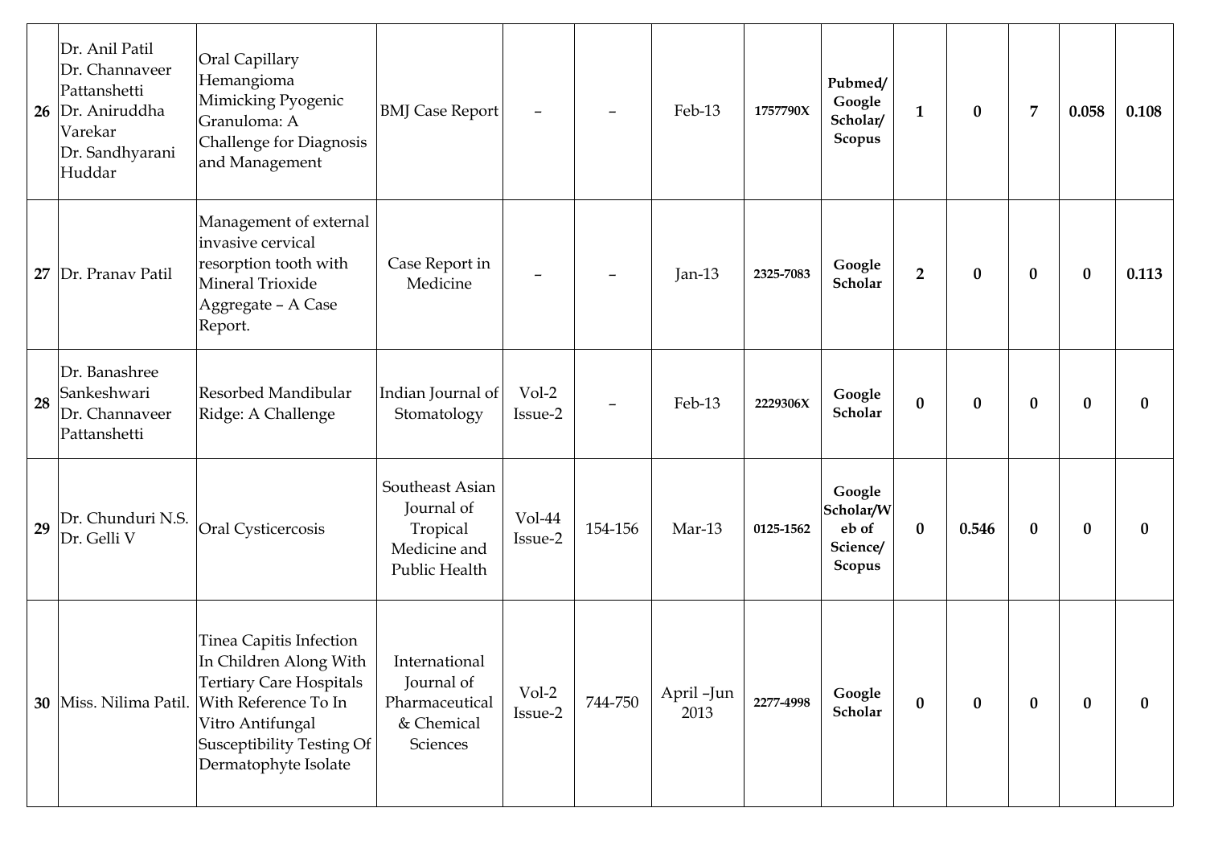| 26 | Dr. Anil Patil<br>Dr. Channaveer Pattanshetti<br>Dr. Aniruddha Varekar<br>Dr. Sandhyarani Huddar | Oral Capillary Hemangioma Mimicking Pyogenic Granuloma: A Challenge for Diagnosis and Management | BMJ Case Report | – | – | Feb-13 | 1757790X | Pubmed/ Google Scholar/ Scopus | 1 | 0 | 7 | 0.058 | 0.108 |
|---|---|---|---|---|---|---|---|---|---|---|---|---|---|
| 27 | Dr. Pranav Patil | Management of external invasive cervical resorption tooth with Mineral Trioxide Aggregate – A Case Report. | Case Report in Medicine | – | – | Jan-13 | 2325-7083 | Google Scholar | 2 | 0 | 0 | 0 | 0.113 |
| 28 | Dr. Banashree Sankeshwari<br>Dr. Channaveer Pattanshetti | Resorbed Mandibular Ridge: A Challenge | Indian Journal of Stomatology | Vol-2 Issue-2 | – | Feb-13 | 2229306X | Google Scholar | 0 | 0 | 0 | 0 | 0 |
| 29 | Dr. Chunduri N.S.<br>Dr. Gelli V | Oral Cysticercosis | Southeast Asian Journal of Tropical Medicine and Public Health | Vol-44 Issue-2 | 154-156 | Mar-13 | 0125-1562 | Google Scholar/Web of Science/ Scopus | 0 | 0.546 | 0 | 0 | 0 |
| 30 | Miss. Nilima Patil. | Tinea Capitis Infection In Children Along With Tertiary Care Hospitals With Reference To In Vitro Antifungal Susceptibility Testing Of Dermatophyte Isolate | International Journal of Pharmaceutical & Chemical Sciences | Vol-2 Issue-2 | 744-750 | April –Jun 2013 | 2277-4998 | Google Scholar | 0 | 0 | 0 | 0 | 0 |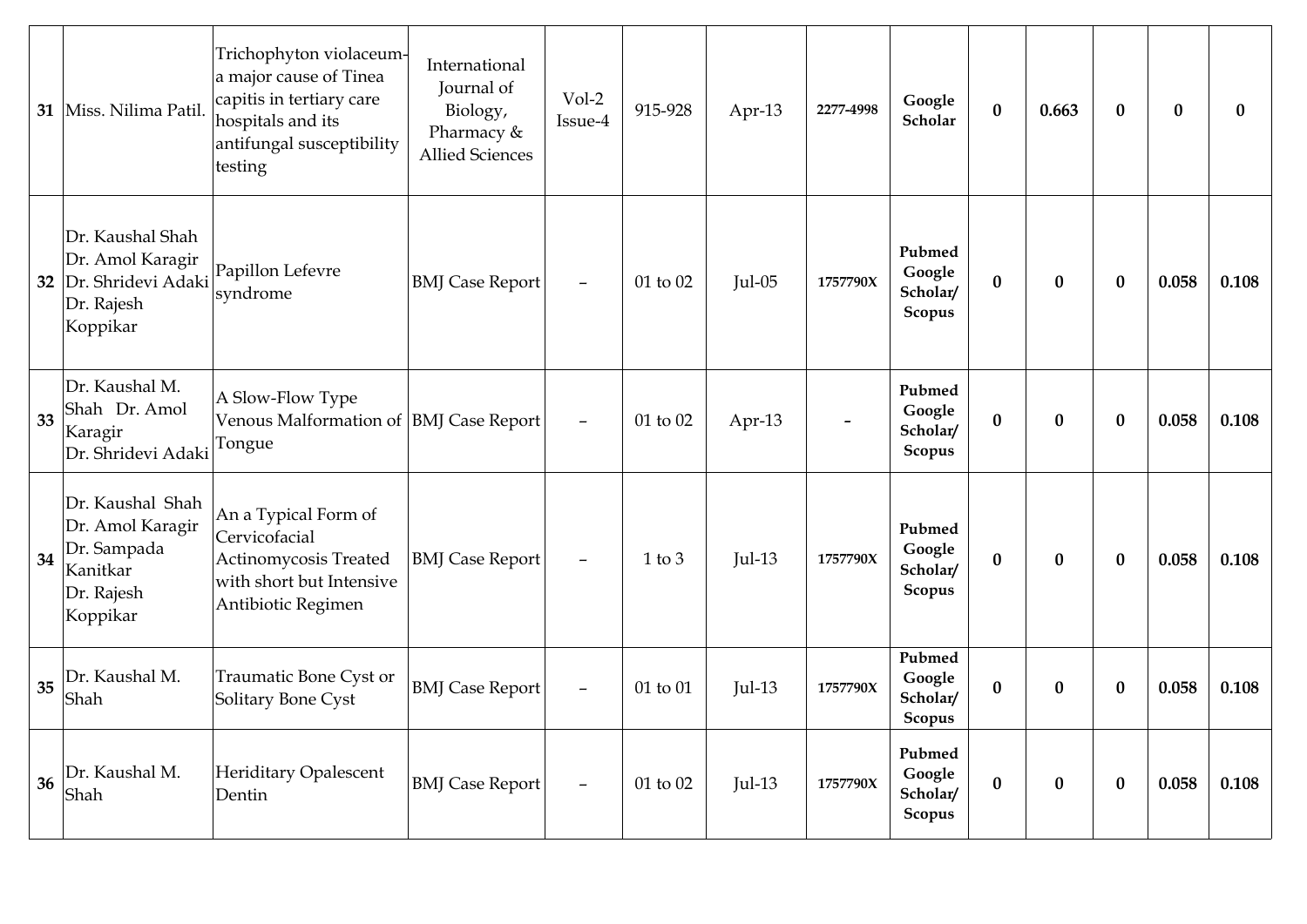| 31 | Miss. Nilima Patil. | Trichophyton violaceum- a major cause of Tinea capitis in tertiary care hospitals and its antifungal susceptibility testing | International Journal of Biology, Pharmacy & Allied Sciences | Vol-2 Issue-4 | 915-928 | Apr-13 | 2277-4998 | **Google Scholar** | **0** | **0.663** | **0** | **0** | **0** |
|---|---|---|---|---|---|---|---|---|---|---|---|---|---|
| 32 | Dr. Kaushal Shah Dr. Amol Karagir Dr. Shridevi Adaki Dr. Rajesh Koppikar | Papillon Lefevre syndrome | BMJ Case Report | – | 01 to 02 | Jul-05 | 1757790X | **Pubmed Google Scholar/ Scopus** | **0** | **0** | **0** | **0.058** | **0.108** |
| 33 | Dr. Kaushal M. Shah Dr. Amol Karagir Dr. Shridevi Adaki | A Slow-Flow Type Venous Malformation of Tongue | BMJ Case Report | – | 01 to 02 | Apr-13 | - | **Pubmed Google Scholar/ Scopus** | **0** | **0** | **0** | **0.058** | **0.108** |
| 34 | Dr. Kaushal Shah Dr. Amol Karagir Dr. Sampada Kanitkar Dr. Rajesh Koppikar | An a Typical Form of Cervicofacial Actinomycosis Treated with short but Intensive Antibiotic Regimen | BMJ Case Report | – | 1 to 3 | Jul-13 | 1757790X | **Pubmed Google Scholar/ Scopus** | **0** | **0** | **0** | **0.058** | **0.108** |
| 35 | Dr. Kaushal M. Shah | Traumatic Bone Cyst or Solitary Bone Cyst | BMJ Case Report | – | 01 to 01 | Jul-13 | 1757790X | **Pubmed Google Scholar/ Scopus** | **0** | **0** | **0** | **0.058** | **0.108** |
| 36 | Dr. Kaushal M. Shah | Heriditary Opalescent Dentin | BMJ Case Report | – | 01 to 02 | Jul-13 | 1757790X | **Pubmed Google Scholar/ Scopus** | **0** | **0** | **0** | **0.058** | **0.108** |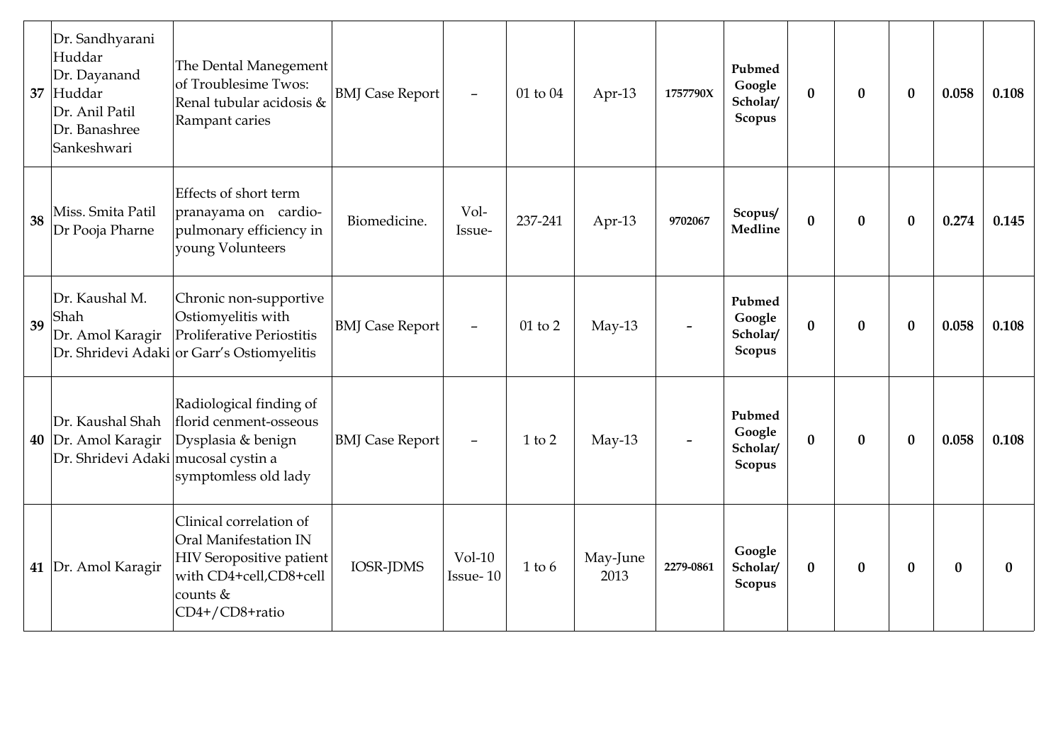| 37 | Dr. Sandhyarani Huddar<br>Dr. Dayanand Huddar<br>Dr. Anil Patil<br>Dr. Banashree Sankeshwari | The Dental Manegement of Troublesime Twos: Renal tubular acidosis & Rampant caries | BMJ Case Report | – | 01 to 04 | Apr-13 | 1757790X | Pubmed Google Scholar/ Scopus | 0 | 0 | 0 | 0.058 | 0.108 |
|---|---|---|---|---|---|---|---|---|---|---|---|---|---|
| 38 | Miss. Smita Patil<br>Dr Pooja Pharne | Effects of short term pranayama on cardio-pulmonary efficiency in young Volunteers | Biomedicine. | Vol-Issue- | 237-241 | Apr-13 | 9702067 | Scopus/ Medline | 0 | 0 | 0 | 0.274 | 0.145 |
| 39 | Dr. Kaushal M. Shah<br>Dr. Amol Karagir<br>Dr. Shridevi Adaki | Chronic non-supportive Ostiomyelitis with Proliferative Periostitis or Garr's Ostiomyelitis | BMJ Case Report | – | 01 to 2 | May-13 | – | Pubmed Google Scholar/ Scopus | 0 | 0 | 0 | 0.058 | 0.108 |
| 40 | Dr. Kaushal Shah<br>Dr. Amol Karagir<br>Dr. Shridevi Adaki | Radiological finding of florid cenment-osseous Dysplasia & benign mucosal cystin a symptomless old lady | BMJ Case Report | – | 1 to 2 | May-13 | – | Pubmed Google Scholar/ Scopus | 0 | 0 | 0 | 0.058 | 0.108 |
| 41 | Dr. Amol Karagir | Clinical correlation of Oral Manifestation IN HIV Seropositive patient with CD4+cell,CD8+cell counts & CD4+/CD8+ratio | IOSR-JDMS | Vol-10 Issue- 10 | 1 to 6 | May-June 2013 | 2279-0861 | Google Scholar/ Scopus | 0 | 0 | 0 | 0 | 0 |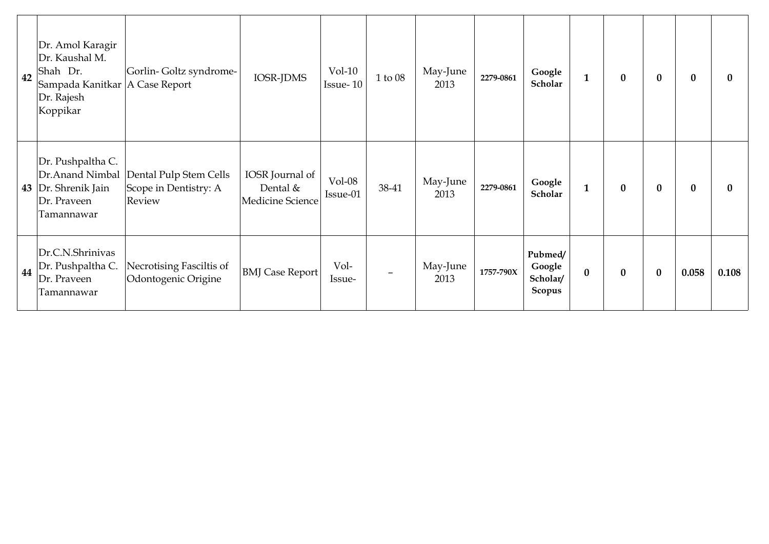| | | | | | | | | | | | | | |
|---|---|---|---|---|---|---|---|---|---|---|---|---|---|
| **42** | Dr. Amol Karagir Dr. Kaushal M. Shah Dr. Sampada Kanitkar Dr. Rajesh Koppikar | Gorlin- Goltz syndrome- A Case Report | IOSR-JDMS | Vol-10 Issue- 10 | 1 to 08 | May-June 2013 | **2279-0861** | **Google Scholar** | **1** | **0** | **0** | **0** | **0** |
| **43** | Dr. Pushpaltha C. Dr.Anand Nimbal Dr. Shrenik Jain Dr. Praveen Tamannawar | Dental Pulp Stem Cells Scope in Dentistry: A Review | IOSR Journal of Dental & Medicine Science | Vol-08 Issue-01 | 38-41 | May-June 2013 | **2279-0861** | **Google Scholar** | **1** | **0** | **0** | **0** | **0** |
| **44** | Dr.C.N.Shrinivas Dr. Pushpaltha C. Dr. Praveen Tamannawar | Necrotising Fasciltis of Odontogenic Origine | BMJ Case Report | Vol- Issue- | – | May-June 2013 | **1757-790X** | **Pubmed/ Google Scholar/ Scopus** | **0** | **0** | **0** | **0.058** | **0.108** |